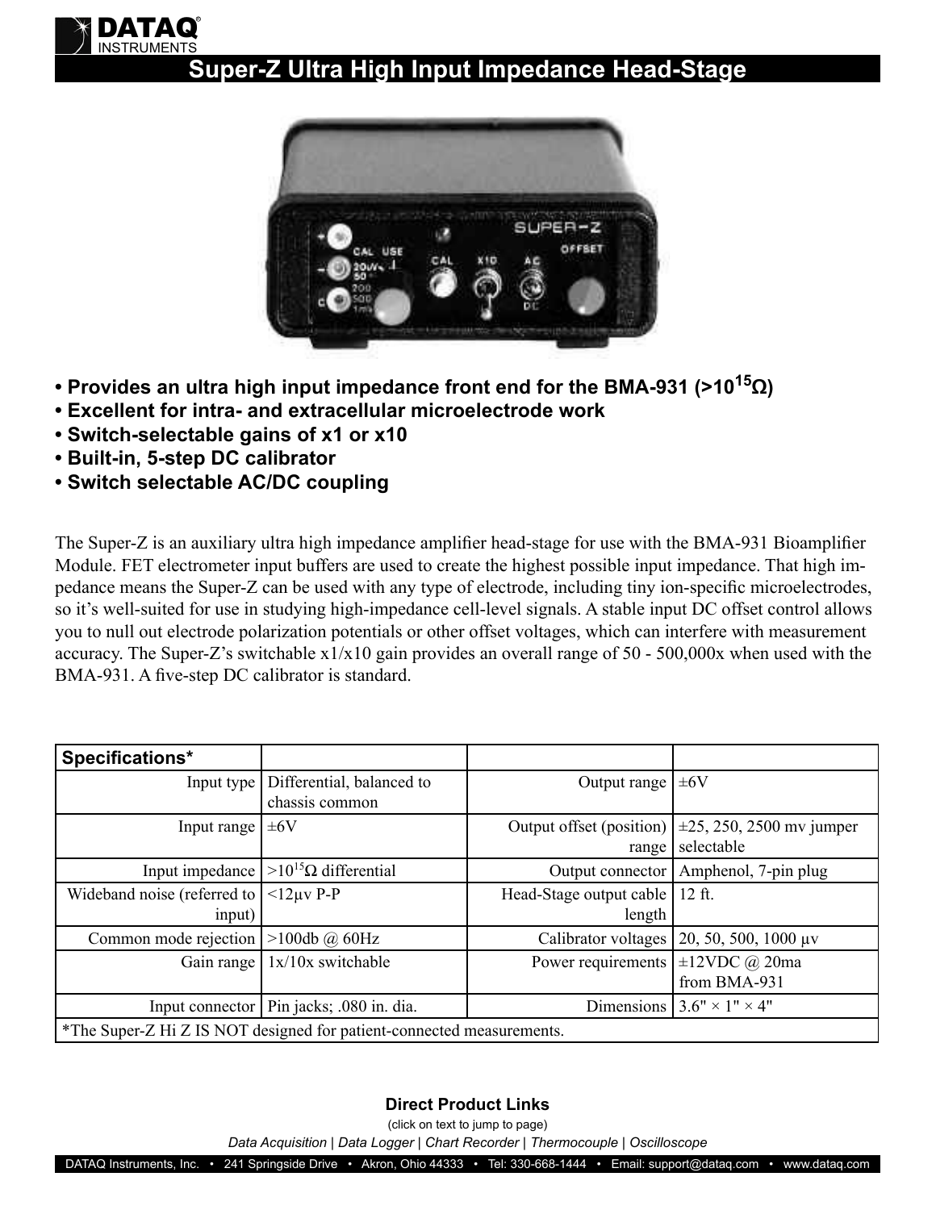# Super-Z Ultra High Input Impedance Head-Stage

- **Provides an ultra high input impedance front end for the BMA-931 (>$10^{15}\Omega$)**
- **Excellent for intra- and extracellular microelectrode work**
- **Switch-selectable gains of x1 or x10**
- **Built-in, 5-step DC calibrator**
- **Switch selectable AC/DC coupling**

The Super-Z is an auxiliary ultra high impedance amplifier head-stage for use with the BMA-931 Bioamplifier Module. FET electrometer input buffers are used to create the highest possible input impedance. That high impedance means the Super-Z can be used with any type of electrode, including tiny ion-specific microelectrodes, so it's well-suited for use in studying high-impedance cell-level signals. A stable input DC offset control allows you to null out electrode polarization potentials or other offset voltages, which can interfere with measurement accuracy. The Super-Z's switchable x1/x10 gain provides an overall range of 50 - 500,000x when used with the BMA-931. A five-step DC calibrator is standard.

| **Specifications*** | | | |
|---|---|---|---|
| Input type | Differential, balanced to chassis common | Output range | ±6V |
| Input range | ±6V | Output offset (position) range | ±25, 250, 2500 mv jumper selectable |
| Input impedance | >$10^{15}\Omega$ differential | Output connector | Amphenol, 7-pin plug |
| Wideband noise (referred to input) | <12µv P-P | Head-Stage output cable length | 12 ft. |
| Common mode rejection | >100db @ 60Hz | Calibrator voltages | 20, 50, 500, 1000 µv |
| Gain range | 1x/10x switchable | Power requirements | ±12VDC @ 20ma from BMA-931 |
| Input connector | Pin jacks; .080 in. dia. | Dimensions | 3.6" × 1" × 4" |
| *The Super-Z Hi Z IS NOT designed for patient-connected measurements. | | | |

**Direct Product Links**

(click on text to jump to page)

*Data Acquisition | Data Logger | Chart Recorder | Thermocouple | Oscilloscope*

DATAQ Instruments, Inc. • 241 Springside Drive • Akron, Ohio 44333 • Tel: 330-668-1444 • Email: support@dataq.com • www.dataq.com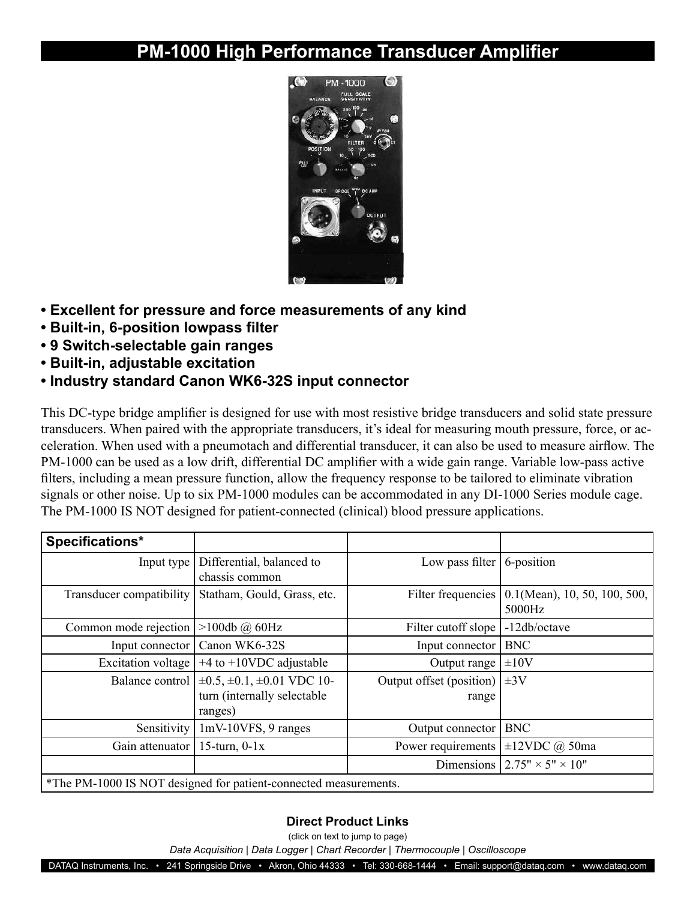# PM-1000 High Performance Transducer Amplifier

- **Excellent for pressure and force measurements of any kind**
- **Built-in, 6-position lowpass filter**
- **9 Switch-selectable gain ranges**
- **Built-in, adjustable excitation**
- **Industry standard Canon WK6-32S input connector**

This DC-type bridge amplifier is designed for use with most resistive bridge transducers and solid state pressure transducers. When paired with the appropriate transducers, it's ideal for measuring mouth pressure, force, or acceleration. When used with a pneumotach and differential transducer, it can also be used to measure airflow. The PM-1000 can be used as a low drift, differential DC amplifier with a wide gain range. Variable low-pass active filters, including a mean pressure function, allow the frequency response to be tailored to eliminate vibration signals or other noise. Up to six PM-1000 modules can be accommodated in any DI-1000 Series module cage. The PM-1000 IS NOT designed for patient-connected (clinical) blood pressure applications.

| **Specifications*** | | | |
|---|---|---|---|
| Input type | Differential, balanced to chassis common | Low pass filter | 6-position |
| Transducer compatibility | Statham, Gould, Grass, etc. | Filter frequencies | 0.1(Mean), 10, 50, 100, 500, 5000Hz |
| Common mode rejection | >100db @ 60Hz | Filter cutoff slope | -12db/octave |
| Input connector | Canon WK6-32S | Input connector | BNC |
| Excitation voltage | +4 to +10VDC adjustable | Output range | ±10V |
| Balance control | ±0.5, ±0.1, ±0.01 VDC 10-turn (internally selectable ranges) | Output offset (position) range | ±3V |
| Sensitivity | 1mV-10VFS, 9 ranges | Output connector | BNC |
| Gain attenuator | 15-turn, 0-1x | Power requirements | ±12VDC @ 50ma |
| | | Dimensions | 2.75" × 5" × 10" |
| *The PM-1000 IS NOT designed for patient-connected measurements. | | | |

**Direct Product Links**

(click on text to jump to page)

*Data Acquisition | Data Logger | Chart Recorder | Thermocouple | Oscilloscope*

DATAQ Instruments, Inc. • 241 Springside Drive • Akron, Ohio 44333 • Tel: 330-668-1444 • Email: support@dataq.com • www.dataq.com